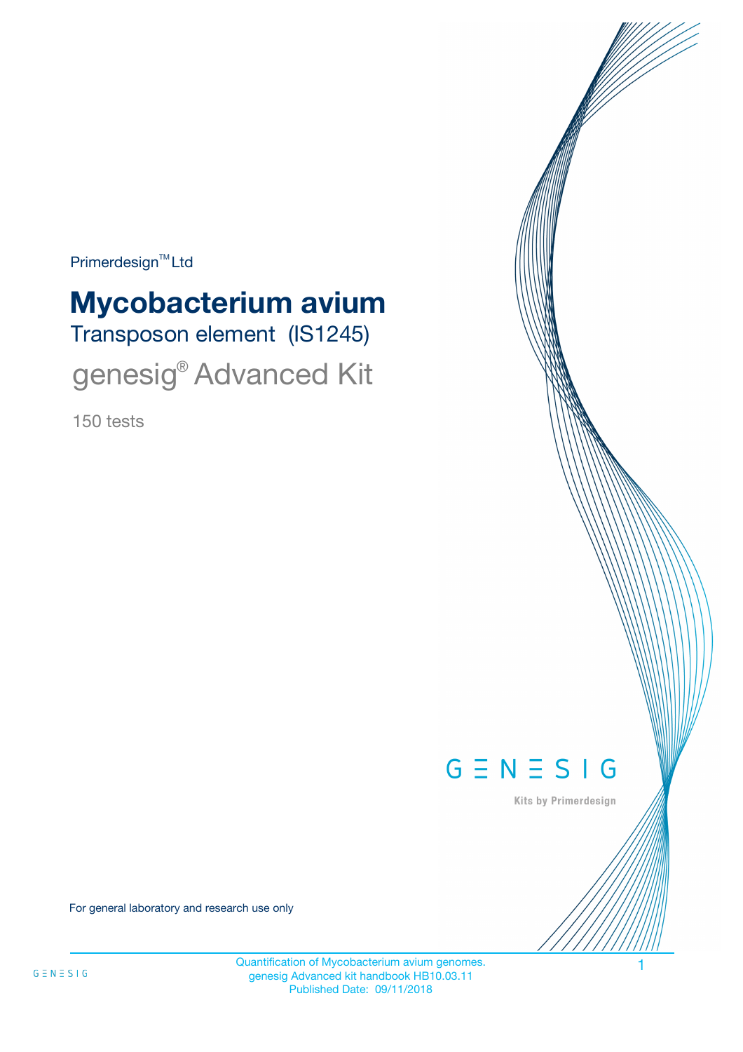Primerdesign™ Ltd

# Mycobacterium avium

## Transposon element (IS1245)

## genesig® Advanced Kit

150 tests

GENESIG

Kits by Primerdesign

For general laboratory and research use only

Quantification of Mycobacterium avium genomes.
genesig Advanced kit handbook HB10.03.11
Published Date: 09/11/2018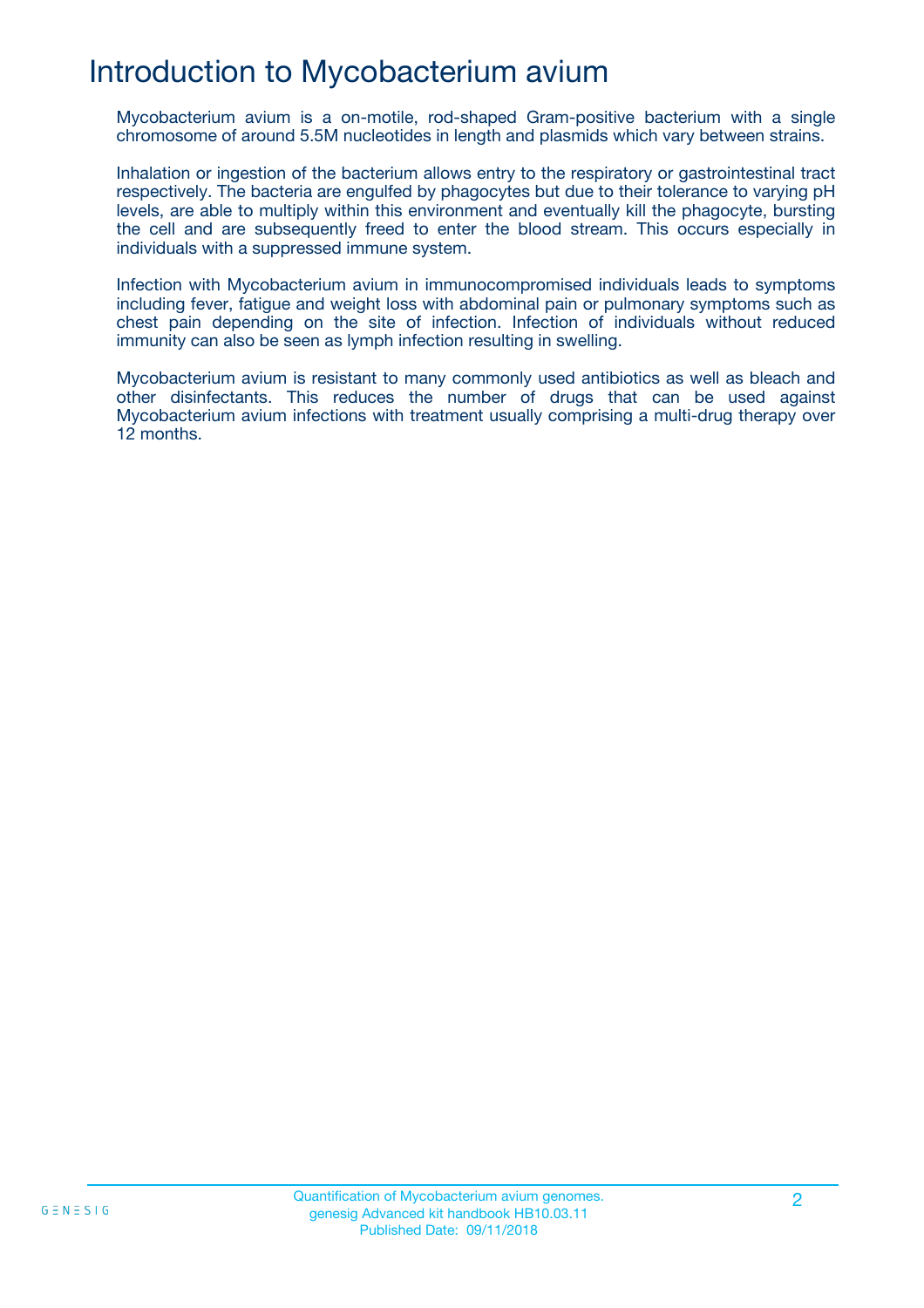# Introduction to Mycobacterium avium

Mycobacterium avium is a on-motile, rod-shaped Gram-positive bacterium with a single chromosome of around 5.5M nucleotides in length and plasmids which vary between strains.

Inhalation or ingestion of the bacterium allows entry to the respiratory or gastrointestinal tract respectively. The bacteria are engulfed by phagocytes but due to their tolerance to varying pH levels, are able to multiply within this environment and eventually kill the phagocyte, bursting the cell and are subsequently freed to enter the blood stream. This occurs especially in individuals with a suppressed immune system.

Infection with Mycobacterium avium in immunocompromised individuals leads to symptoms including fever, fatigue and weight loss with abdominal pain or pulmonary symptoms such as chest pain depending on the site of infection. Infection of individuals without reduced immunity can also be seen as lymph infection resulting in swelling.

Mycobacterium avium is resistant to many commonly used antibiotics as well as bleach and other disinfectants. This reduces the number of drugs that can be used against Mycobacterium avium infections with treatment usually comprising a multi-drug therapy over 12 months.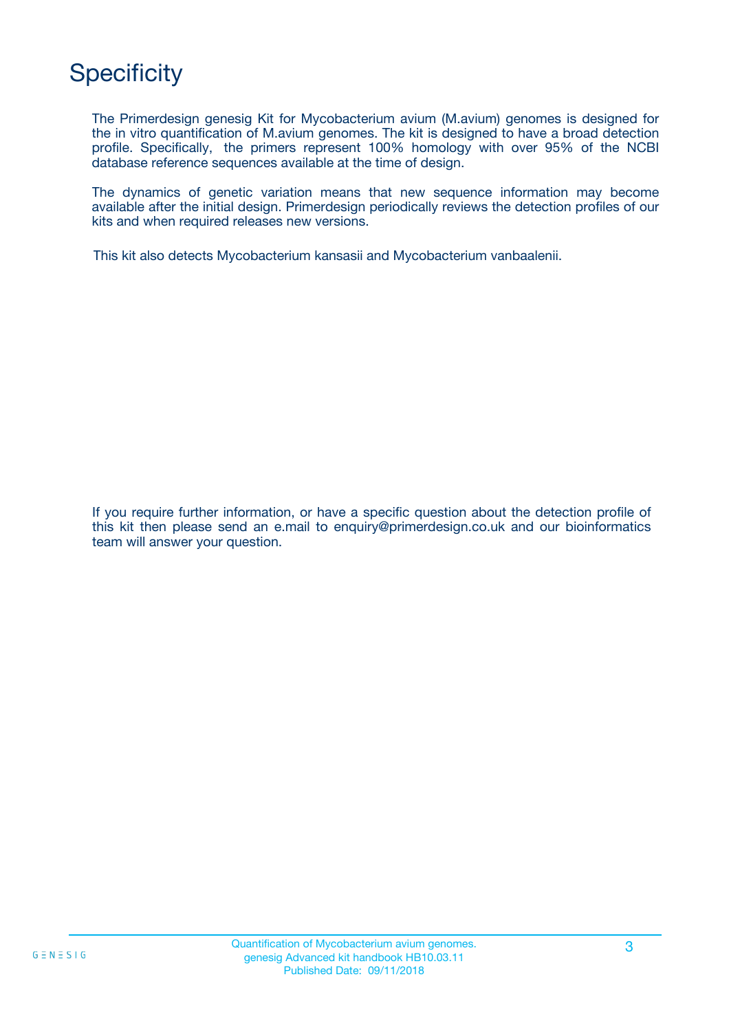# Specificity

The Primerdesign genesig Kit for Mycobacterium avium (M.avium) genomes is designed for the in vitro quantification of M.avium genomes. The kit is designed to have a broad detection profile. Specifically, the primers represent 100% homology with over 95% of the NCBI database reference sequences available at the time of design.

The dynamics of genetic variation means that new sequence information may become available after the initial design. Primerdesign periodically reviews the detection profiles of our kits and when required releases new versions.

This kit also detects Mycobacterium kansasii and Mycobacterium vanbaalenii.

If you require further information, or have a specific question about the detection profile of this kit then please send an e.mail to enquiry@primerdesign.co.uk and our bioinformatics team will answer your question.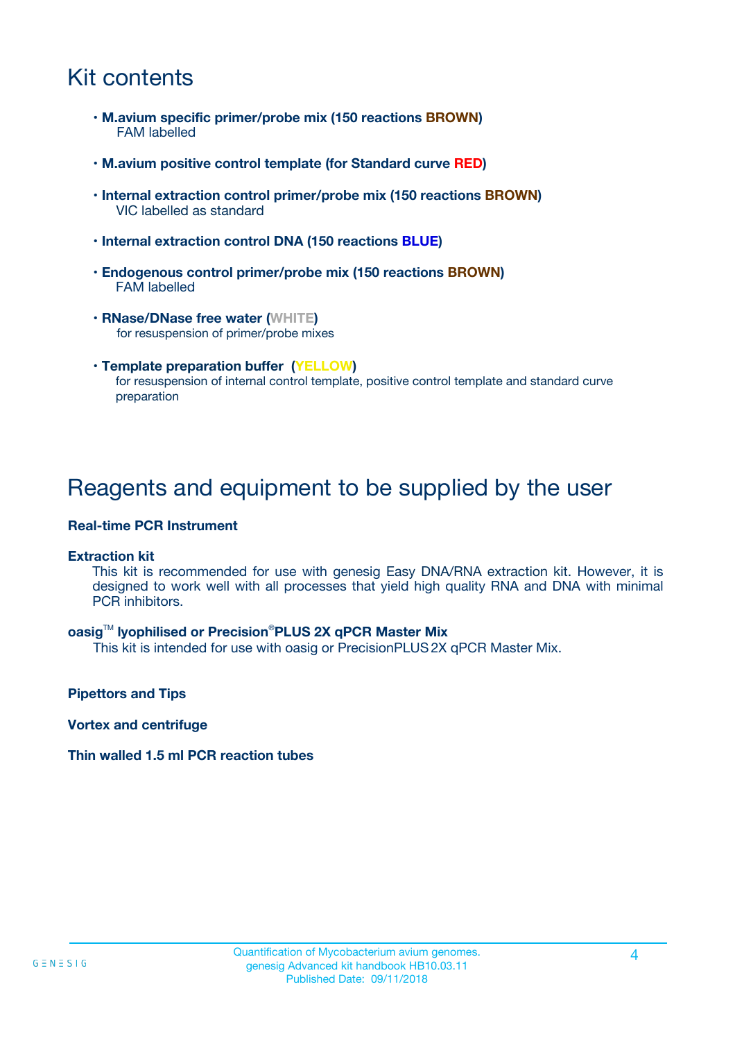# Kit contents

- **M.avium specific primer/probe mix (150 reactions BROWN)**
  FAM labelled
- **M.avium positive control template (for Standard curve RED)**
- **Internal extraction control primer/probe mix (150 reactions BROWN)**
  VIC labelled as standard
- **Internal extraction control DNA (150 reactions BLUE)**
- **Endogenous control primer/probe mix (150 reactions BROWN)**
  FAM labelled
- **RNase/DNase free water (WHITE)**
  for resuspension of primer/probe mixes
- **Template preparation buffer (YELLOW)**
  for resuspension of internal control template, positive control template and standard curve preparation

# Reagents and equipment to be supplied by the user

**Real-time PCR Instrument**

**Extraction kit**

This kit is recommended for use with genesig Easy DNA/RNA extraction kit. However, it is designed to work well with all processes that yield high quality RNA and DNA with minimal PCR inhibitors.

**oasig™ lyophilised or Precision®PLUS 2X qPCR Master Mix**

This kit is intended for use with oasig or PrecisionPLUS 2X qPCR Master Mix.

**Pipettors and Tips**

**Vortex and centrifuge**

**Thin walled 1.5 ml PCR reaction tubes**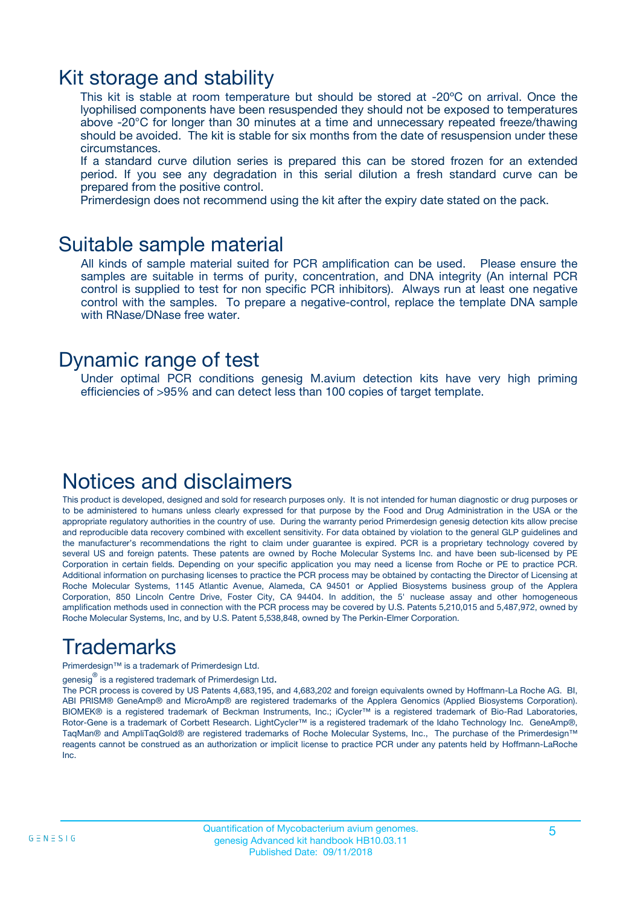## Kit storage and stability

This kit is stable at room temperature but should be stored at -20ºC on arrival. Once the lyophilised components have been resuspended they should not be exposed to temperatures above -20°C for longer than 30 minutes at a time and unnecessary repeated freeze/thawing should be avoided. The kit is stable for six months from the date of resuspension under these circumstances.

If a standard curve dilution series is prepared this can be stored frozen for an extended period. If you see any degradation in this serial dilution a fresh standard curve can be prepared from the positive control.

Primerdesign does not recommend using the kit after the expiry date stated on the pack.

## Suitable sample material

All kinds of sample material suited for PCR amplification can be used. Please ensure the samples are suitable in terms of purity, concentration, and DNA integrity (An internal PCR control is supplied to test for non specific PCR inhibitors). Always run at least one negative control with the samples. To prepare a negative-control, replace the template DNA sample with RNase/DNase free water.

## Dynamic range of test

Under optimal PCR conditions genesig M.avium detection kits have very high priming efficiencies of >95% and can detect less than 100 copies of target template.

## Notices and disclaimers

This product is developed, designed and sold for research purposes only. It is not intended for human diagnostic or drug purposes or to be administered to humans unless clearly expressed for that purpose by the Food and Drug Administration in the USA or the appropriate regulatory authorities in the country of use. During the warranty period Primerdesign genesig detection kits allow precise and reproducible data recovery combined with excellent sensitivity. For data obtained by violation to the general GLP guidelines and the manufacturer's recommendations the right to claim under guarantee is expired. PCR is a proprietary technology covered by several US and foreign patents. These patents are owned by Roche Molecular Systems Inc. and have been sub-licensed by PE Corporation in certain fields. Depending on your specific application you may need a license from Roche or PE to practice PCR. Additional information on purchasing licenses to practice the PCR process may be obtained by contacting the Director of Licensing at Roche Molecular Systems, 1145 Atlantic Avenue, Alameda, CA 94501 or Applied Biosystems business group of the Applera Corporation, 850 Lincoln Centre Drive, Foster City, CA 94404. In addition, the 5' nuclease assay and other homogeneous amplification methods used in connection with the PCR process may be covered by U.S. Patents 5,210,015 and 5,487,972, owned by Roche Molecular Systems, Inc, and by U.S. Patent 5,538,848, owned by The Perkin-Elmer Corporation.

## Trademarks

Primerdesign™ is a trademark of Primerdesign Ltd.

genesig® is a registered trademark of Primerdesign Ltd.

The PCR process is covered by US Patents 4,683,195, and 4,683,202 and foreign equivalents owned by Hoffmann-La Roche AG. BI, ABI PRISM® GeneAmp® and MicroAmp® are registered trademarks of the Applera Genomics (Applied Biosystems Corporation). BIOMEK® is a registered trademark of Beckman Instruments, Inc.; iCycler™ is a registered trademark of Bio-Rad Laboratories, Rotor-Gene is a trademark of Corbett Research. LightCycler™ is a registered trademark of the Idaho Technology Inc. GeneAmp®, TaqMan® and AmpliTaqGold® are registered trademarks of Roche Molecular Systems, Inc., The purchase of the Primerdesign™ reagents cannot be construed as an authorization or implicit license to practice PCR under any patents held by Hoffmann-LaRoche Inc.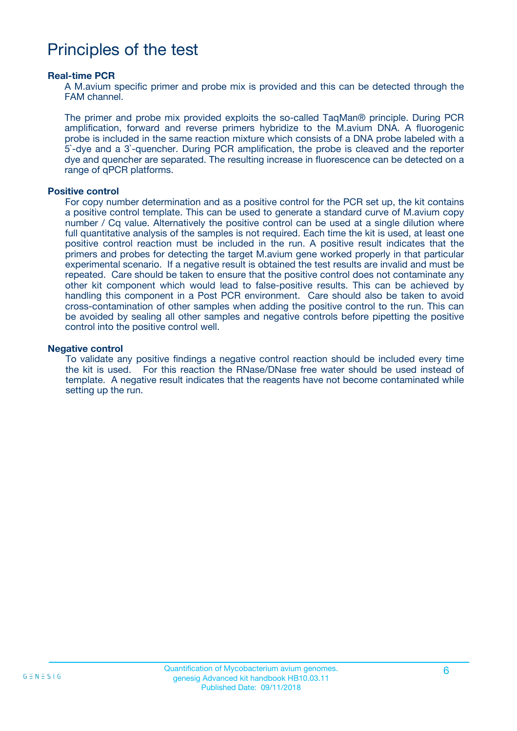# Principles of the test

### Real-time PCR

A M.avium specific primer and probe mix is provided and this can be detected through the FAM channel.

The primer and probe mix provided exploits the so-called TaqMan® principle. During PCR amplification, forward and reverse primers hybridize to the M.avium DNA. A fluorogenic probe is included in the same reaction mixture which consists of a DNA probe labeled with a 5`-dye and a 3`-quencher. During PCR amplification, the probe is cleaved and the reporter dye and quencher are separated. The resulting increase in fluorescence can be detected on a range of qPCR platforms.

### Positive control

For copy number determination and as a positive control for the PCR set up, the kit contains a positive control template. This can be used to generate a standard curve of M.avium copy number / Cq value. Alternatively the positive control can be used at a single dilution where full quantitative analysis of the samples is not required. Each time the kit is used, at least one positive control reaction must be included in the run. A positive result indicates that the primers and probes for detecting the target M.avium gene worked properly in that particular experimental scenario. If a negative result is obtained the test results are invalid and must be repeated. Care should be taken to ensure that the positive control does not contaminate any other kit component which would lead to false-positive results. This can be achieved by handling this component in a Post PCR environment. Care should also be taken to avoid cross-contamination of other samples when adding the positive control to the run. This can be avoided by sealing all other samples and negative controls before pipetting the positive control into the positive control well.

### Negative control

To validate any positive findings a negative control reaction should be included every time the kit is used. For this reaction the RNase/DNase free water should be used instead of template. A negative result indicates that the reagents have not become contaminated while setting up the run.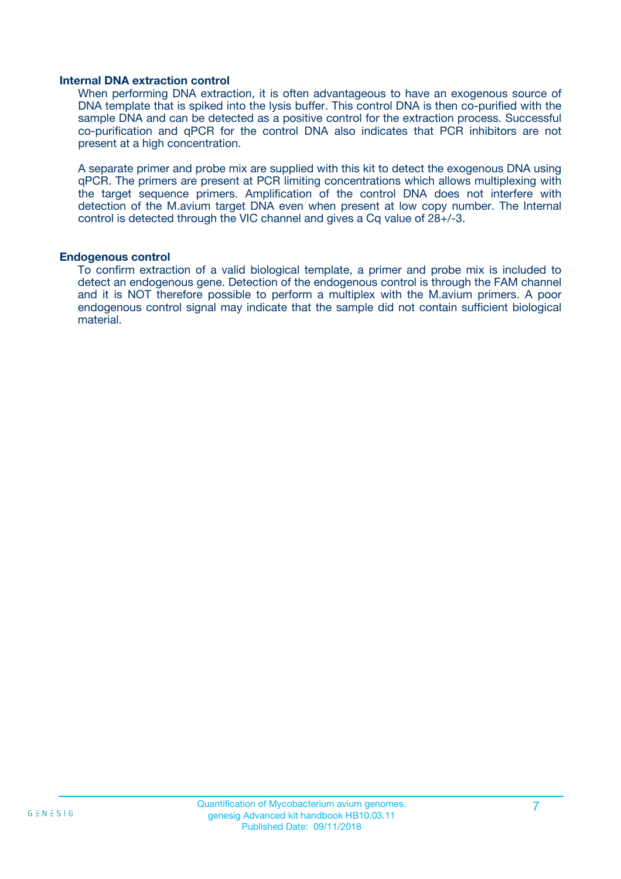### Internal DNA extraction control

When performing DNA extraction, it is often advantageous to have an exogenous source of DNA template that is spiked into the lysis buffer. This control DNA is then co-purified with the sample DNA and can be detected as a positive control for the extraction process. Successful co-purification and qPCR for the control DNA also indicates that PCR inhibitors are not present at a high concentration.

A separate primer and probe mix are supplied with this kit to detect the exogenous DNA using qPCR. The primers are present at PCR limiting concentrations which allows multiplexing with the target sequence primers. Amplification of the control DNA does not interfere with detection of the M.avium target DNA even when present at low copy number. The Internal control is detected through the VIC channel and gives a Cq value of 28+/-3.

### Endogenous control

To confirm extraction of a valid biological template, a primer and probe mix is included to detect an endogenous gene. Detection of the endogenous control is through the FAM channel and it is NOT therefore possible to perform a multiplex with the M.avium primers. A poor endogenous control signal may indicate that the sample did not contain sufficient biological material.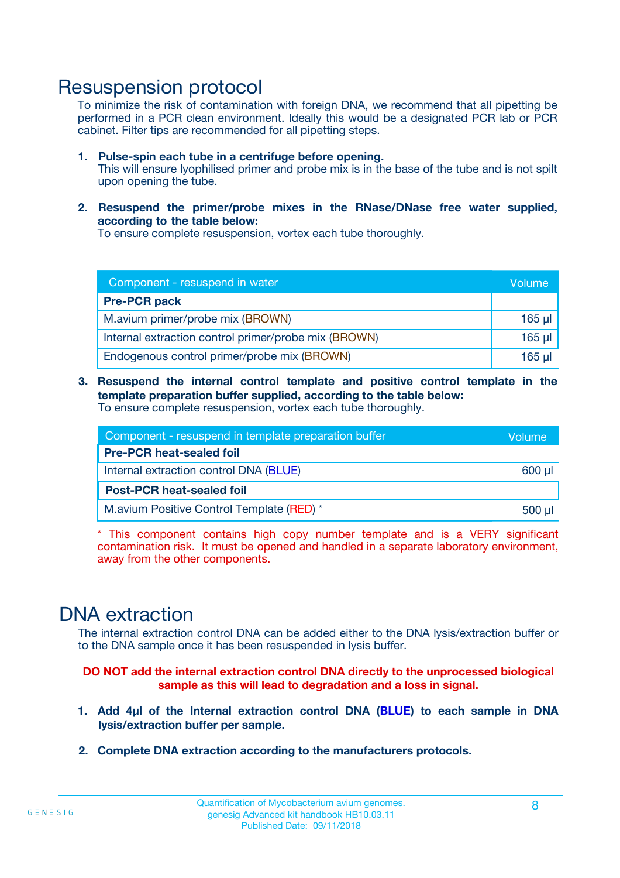# Resuspension protocol

To minimize the risk of contamination with foreign DNA, we recommend that all pipetting be performed in a PCR clean environment. Ideally this would be a designated PCR lab or PCR cabinet. Filter tips are recommended for all pipetting steps.

1. **Pulse-spin each tube in a centrifuge before opening.**
   This will ensure lyophilised primer and probe mix is in the base of the tube and is not spilt upon opening the tube.

2. **Resuspend the primer/probe mixes in the RNase/DNase free water supplied, according to the table below:**
   To ensure complete resuspension, vortex each tube thoroughly.

| Component - resuspend in water | Volume |
|---|---|
| **Pre-PCR pack** | |
| M.avium primer/probe mix (BROWN) | 165 µl |
| Internal extraction control primer/probe mix (BROWN) | 165 µl |
| Endogenous control primer/probe mix (BROWN) | 165 µl |

3. **Resuspend the internal control template and positive control template in the template preparation buffer supplied, according to the table below:**
   To ensure complete resuspension, vortex each tube thoroughly.

| Component - resuspend in template preparation buffer | Volume |
|---|---|
| **Pre-PCR heat-sealed foil** | |
| Internal extraction control DNA (BLUE) | 600 µl |
| **Post-PCR heat-sealed foil** | |
| M.avium Positive Control Template (RED) * | 500 µl |

\* This component contains high copy number template and is a VERY significant contamination risk. It must be opened and handled in a separate laboratory environment, away from the other components.

# DNA extraction

The internal extraction control DNA can be added either to the DNA lysis/extraction buffer or to the DNA sample once it has been resuspended in lysis buffer.

**DO NOT add the internal extraction control DNA directly to the unprocessed biological sample as this will lead to degradation and a loss in signal.**

1. **Add 4µl of the Internal extraction control DNA (BLUE) to each sample in DNA lysis/extraction buffer per sample.**

2. **Complete DNA extraction according to the manufacturers protocols.**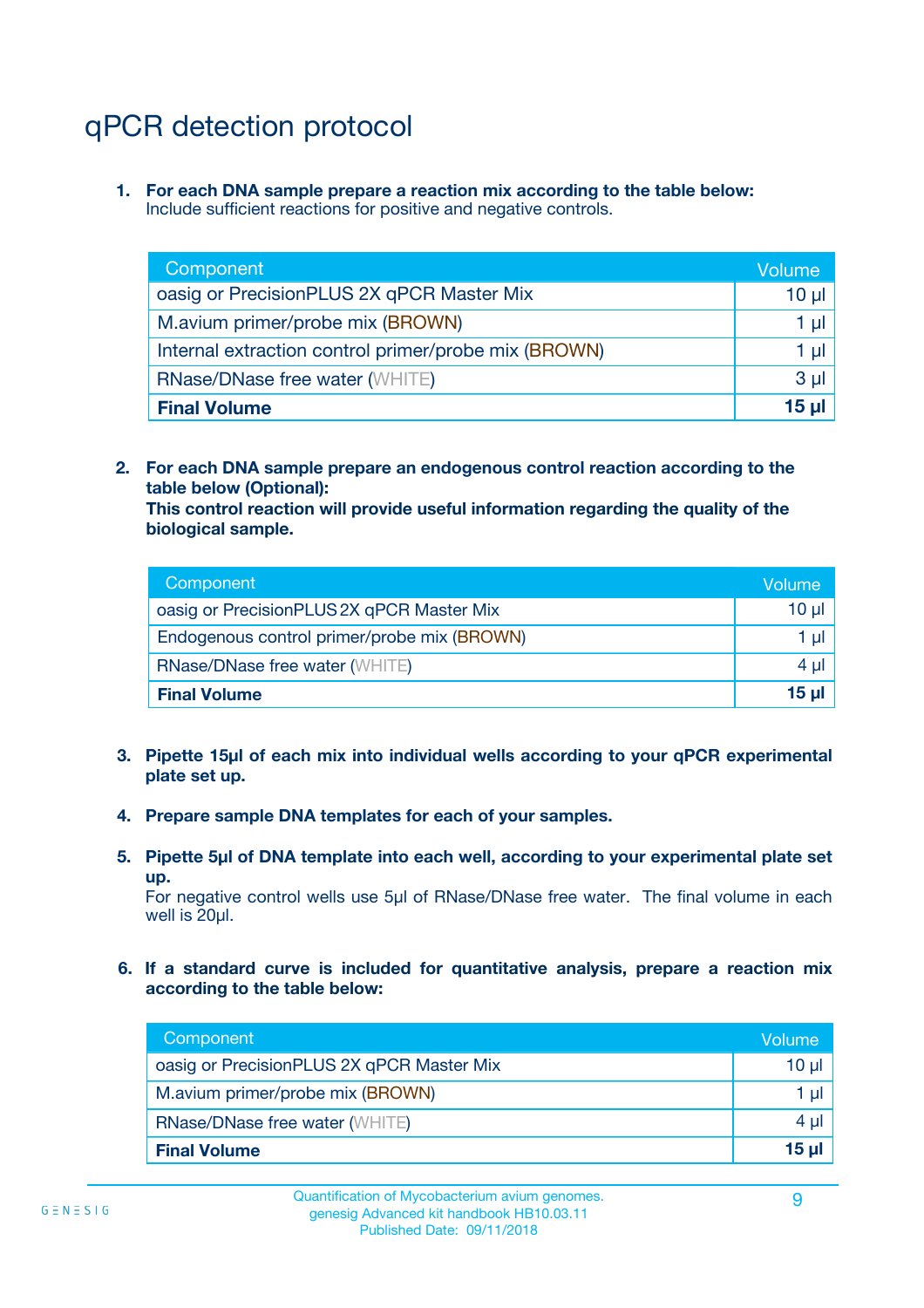# qPCR detection protocol

1. **For each DNA sample prepare a reaction mix according to the table below:**
   Include sufficient reactions for positive and negative controls.

| Component | Volume |
|---|---|
| oasig or PrecisionPLUS 2X qPCR Master Mix | 10 µl |
| M.avium primer/probe mix (BROWN) | 1 µl |
| Internal extraction control primer/probe mix (BROWN) | 1 µl |
| RNase/DNase free water (WHITE) | 3 µl |
| **Final Volume** | **15 µl** |

2. **For each DNA sample prepare an endogenous control reaction according to the table below (Optional):**
   **This control reaction will provide useful information regarding the quality of the biological sample.**

| Component | Volume |
|---|---|
| oasig or PrecisionPLUS 2X qPCR Master Mix | 10 µl |
| Endogenous control primer/probe mix (BROWN) | 1 µl |
| RNase/DNase free water (WHITE) | 4 µl |
| **Final Volume** | **15 µl** |

3. **Pipette 15µl of each mix into individual wells according to your qPCR experimental plate set up.**

4. **Prepare sample DNA templates for each of your samples.**

5. **Pipette 5µl of DNA template into each well, according to your experimental plate set up.**
   For negative control wells use 5µl of RNase/DNase free water. The final volume in each well is 20µl.

6. **If a standard curve is included for quantitative analysis, prepare a reaction mix according to the table below:**

| Component | Volume |
|---|---|
| oasig or PrecisionPLUS 2X qPCR Master Mix | 10 µl |
| M.avium primer/probe mix (BROWN) | 1 µl |
| RNase/DNase free water (WHITE) | 4 µl |
| **Final Volume** | **15 µl** |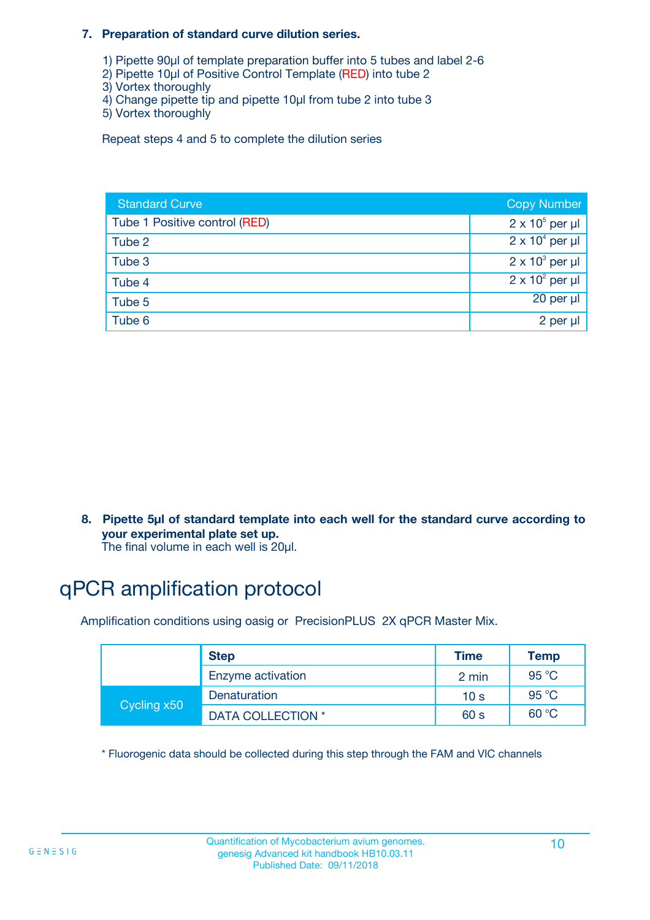**7. Preparation of standard curve dilution series.**

1) Pipette 90µl of template preparation buffer into 5 tubes and label 2-6
2) Pipette 10µl of Positive Control Template (RED) into tube 2
3) Vortex thoroughly
4) Change pipette tip and pipette 10µl from tube 2 into tube 3
5) Vortex thoroughly

Repeat steps 4 and 5 to complete the dilution series

| Standard Curve | Copy Number |
|---|---|
| Tube 1 Positive control (RED) | $2 \times 10^5$ per µl |
| Tube 2 | $2 \times 10^4$ per µl |
| Tube 3 | $2 \times 10^3$ per µl |
| Tube 4 | $2 \times 10^2$ per µl |
| Tube 5 | 20 per µl |
| Tube 6 | 2 per µl |

**8. Pipette 5µl of standard template into each well for the standard curve according to your experimental plate set up.**
The final volume in each well is 20µl.

# qPCR amplification protocol

Amplification conditions using oasig or PrecisionPLUS 2X qPCR Master Mix.

| | Step | Time | Temp |
|---|---|---|---|
| | Enzyme activation | 2 min | 95 °C |
| Cycling x50 | Denaturation | 10 s | 95 °C |
| | DATA COLLECTION * | 60 s | 60 °C |

* Fluorogenic data should be collected during this step through the FAM and VIC channels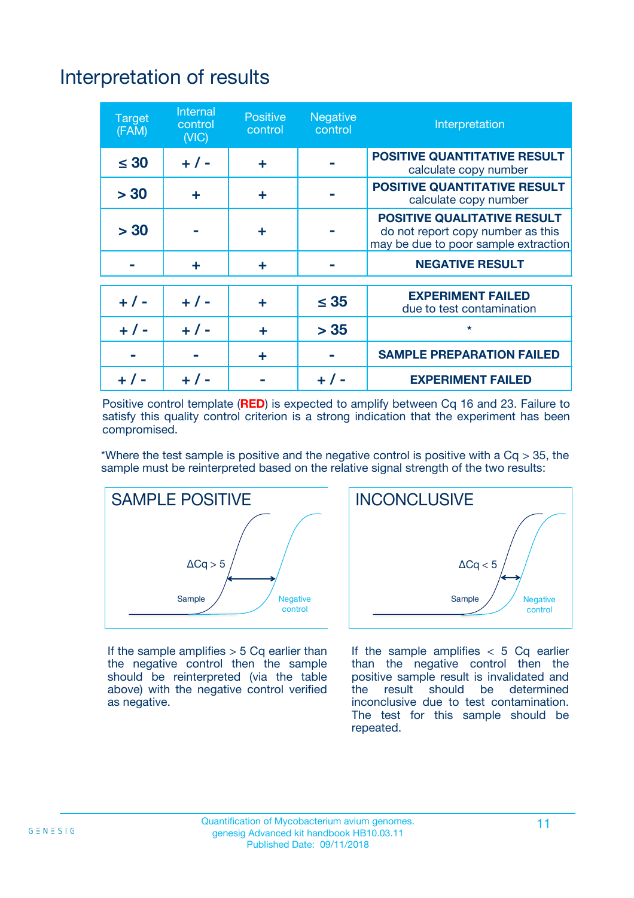# Interpretation of results

| Target (FAM) | Internal control (VIC) | Positive control | Negative control | Interpretation |
|---|---|---|---|---|
| ≤ 30 | + / - | + | - | **POSITIVE QUANTITATIVE RESULT** calculate copy number |
| > 30 | + | + | - | **POSITIVE QUANTITATIVE RESULT** calculate copy number |
| > 30 | - | + | - | **POSITIVE QUALITATIVE RESULT** do not report copy number as this may be due to poor sample extraction |
| - | + | + | - | **NEGATIVE RESULT** |
| + / - | + / - | + | ≤ 35 | **EXPERIMENT FAILED** due to test contamination |
| + / - | + / - | + | > 35 | * |
| - | - | + | - | **SAMPLE PREPARATION FAILED** |
| + / - | + / - | - | + / - | **EXPERIMENT FAILED** |

Positive control template (**RED**) is expected to amplify between Cq 16 and 23. Failure to satisfy this quality control criterion is a strong indication that the experiment has been compromised.

*Where the test sample is positive and the negative control is positive with a Cq > 35, the sample must be reinterpreted based on the relative signal strength of the two results:

**SAMPLE POSITIVE**

$\Delta Cq > 5$

Sample — Negative control

If the sample amplifies > 5 Cq earlier than the negative control then the sample should be reinterpreted (via the table above) with the negative control verified as negative.

**INCONCLUSIVE**

$\Delta Cq < 5$

Sample — Negative control

If the sample amplifies < 5 Cq earlier than the negative control then the positive sample result is invalidated and the result should be determined inconclusive due to test contamination. The test for this sample should be repeated.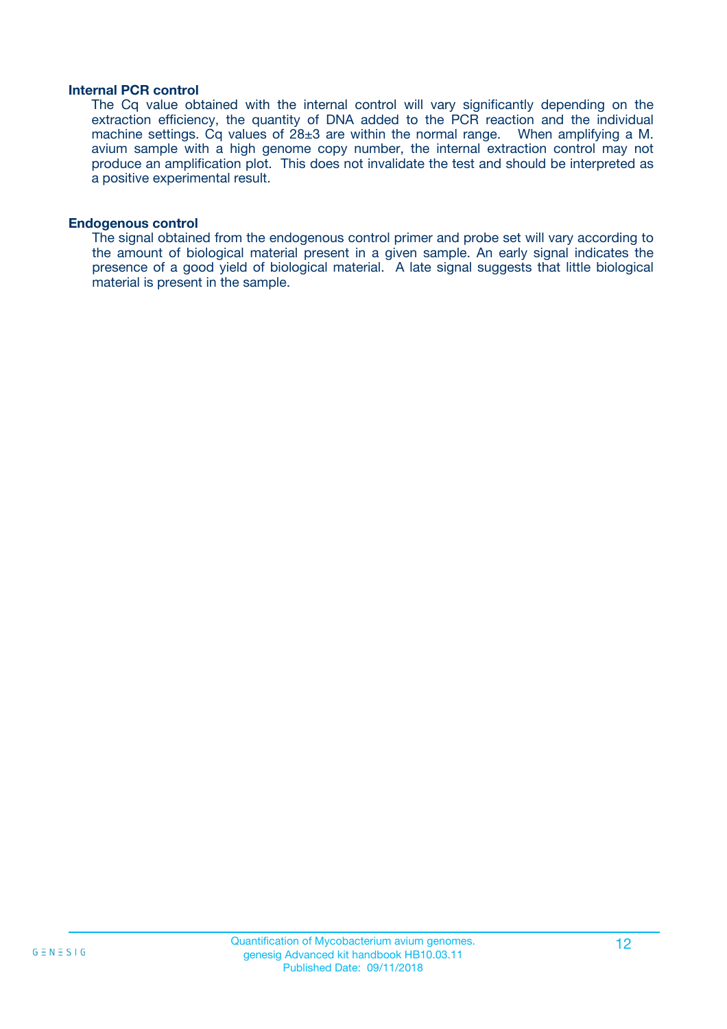### Internal PCR control

The Cq value obtained with the internal control will vary significantly depending on the extraction efficiency, the quantity of DNA added to the PCR reaction and the individual machine settings. Cq values of 28±3 are within the normal range. When amplifying a M. avium sample with a high genome copy number, the internal extraction control may not produce an amplification plot. This does not invalidate the test and should be interpreted as a positive experimental result.

### Endogenous control

The signal obtained from the endogenous control primer and probe set will vary according to the amount of biological material present in a given sample. An early signal indicates the presence of a good yield of biological material. A late signal suggests that little biological material is present in the sample.